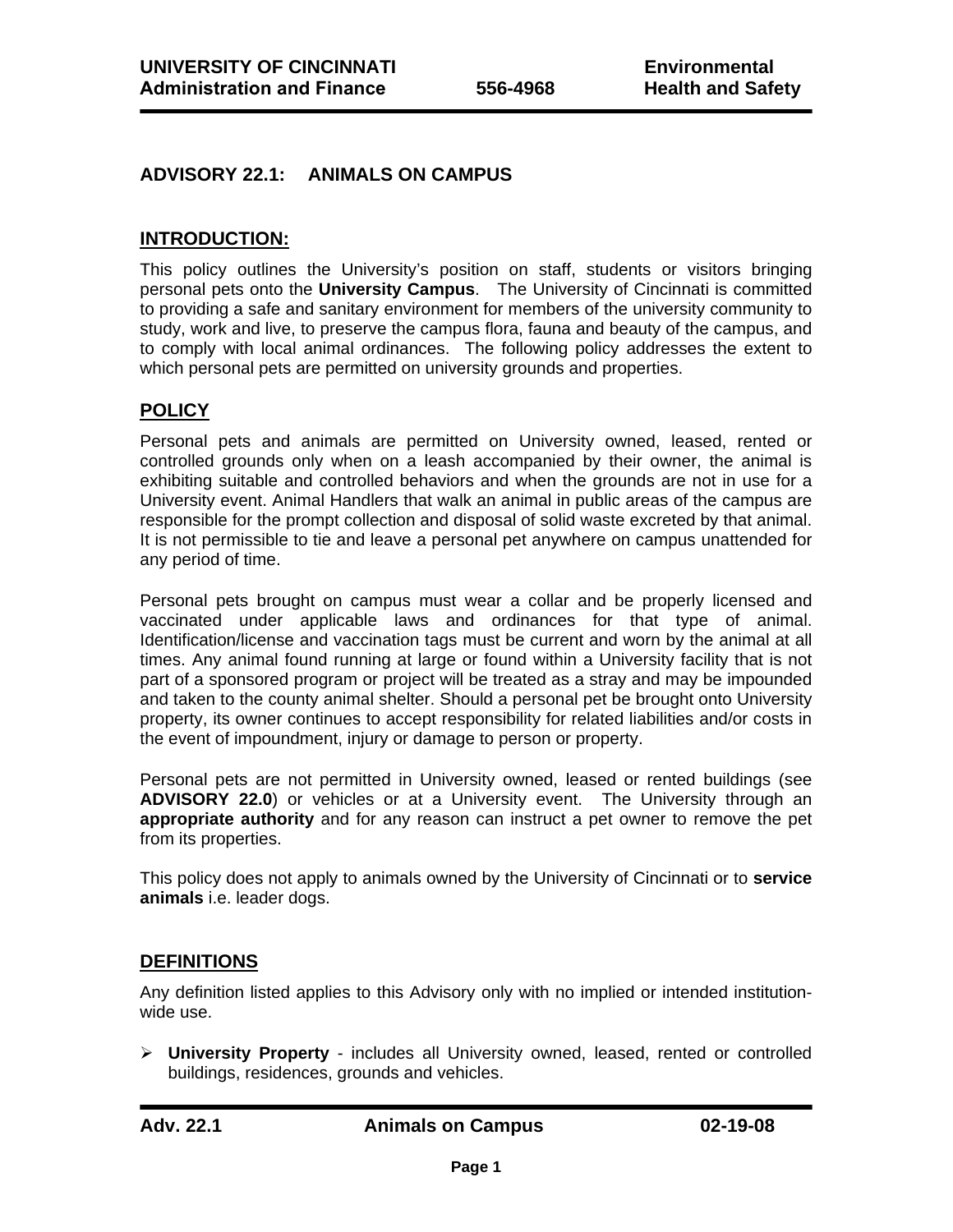# ADVISORY 22.1: ANIMALS ON CAMPUS

## INTRODUCTION:

This policy outlines the University's position on staff, students or visitors bringing personal pets onto the **University Campus**. The University of Cincinnati is committed to providing a safe and sanitary environment for members of the university community to study, work and live, to preserve the campus flora, fauna and beauty of the campus, and to comply with local animal ordinances. The following policy addresses the extent to which personal pets are permitted on university grounds and properties.

## POLICY

Personal pets and animals are permitted on University owned, leased, rented or controlled grounds only when on a leash accompanied by their owner, the animal is exhibiting suitable and controlled behaviors and when the grounds are not in use for a University event. Animal Handlers that walk an animal in public areas of the campus are responsible for the prompt collection and disposal of solid waste excreted by that animal. It is not permissible to tie and leave a personal pet anywhere on campus unattended for any period of time.

Personal pets brought on campus must wear a collar and be properly licensed and vaccinated under applicable laws and ordinances for that type of animal. Identification/license and vaccination tags must be current and worn by the animal at all times. Any animal found running at large or found within a University facility that is not part of a sponsored program or project will be treated as a stray and may be impounded and taken to the county animal shelter. Should a personal pet be brought onto University property, its owner continues to accept responsibility for related liabilities and/or costs in the event of impoundment, injury or damage to person or property.

Personal pets are not permitted in University owned, leased or rented buildings (see **ADVISORY 22.0**) or vehicles or at a University event. The University through an **appropriate authority** and for any reason can instruct a pet owner to remove the pet from its properties.

This policy does not apply to animals owned by the University of Cincinnati or to **service animals** i.e. leader dogs.

## DEFINITIONS

Any definition listed applies to this Advisory only with no implied or intended institution-wide use.

- **University Property** - includes all University owned, leased, rented or controlled buildings, residences, grounds and vehicles.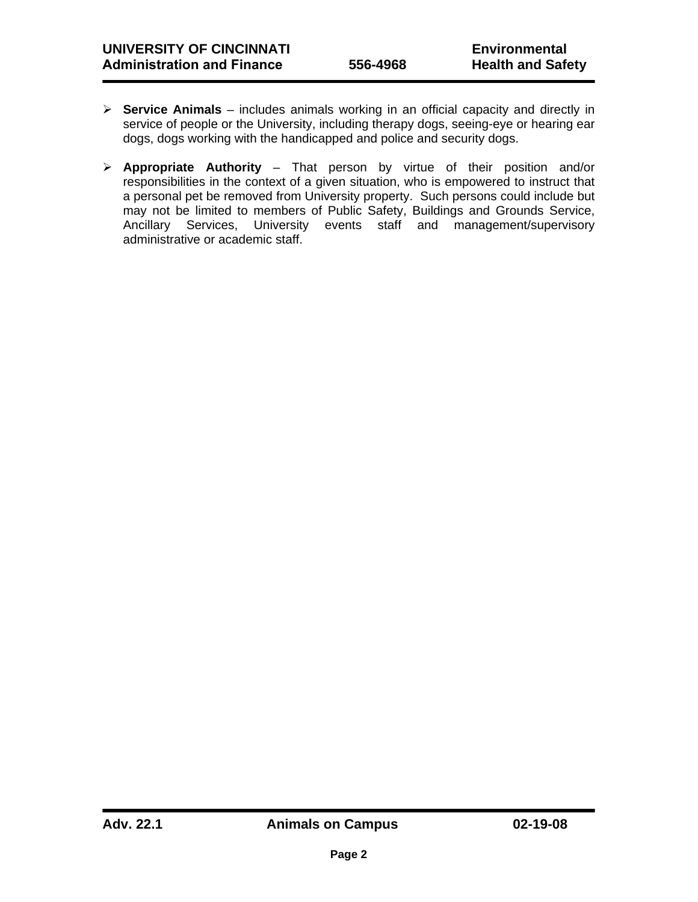- **Service Animals** – includes animals working in an official capacity and directly in service of people or the University, including therapy dogs, seeing-eye or hearing ear dogs, dogs working with the handicapped and police and security dogs.

- **Appropriate Authority** – That person by virtue of their position and/or responsibilities in the context of a given situation, who is empowered to instruct that a personal pet be removed from University property. Such persons could include but may not be limited to members of Public Safety, Buildings and Grounds Service, Ancillary Services, University events staff and management/supervisory administrative or academic staff.